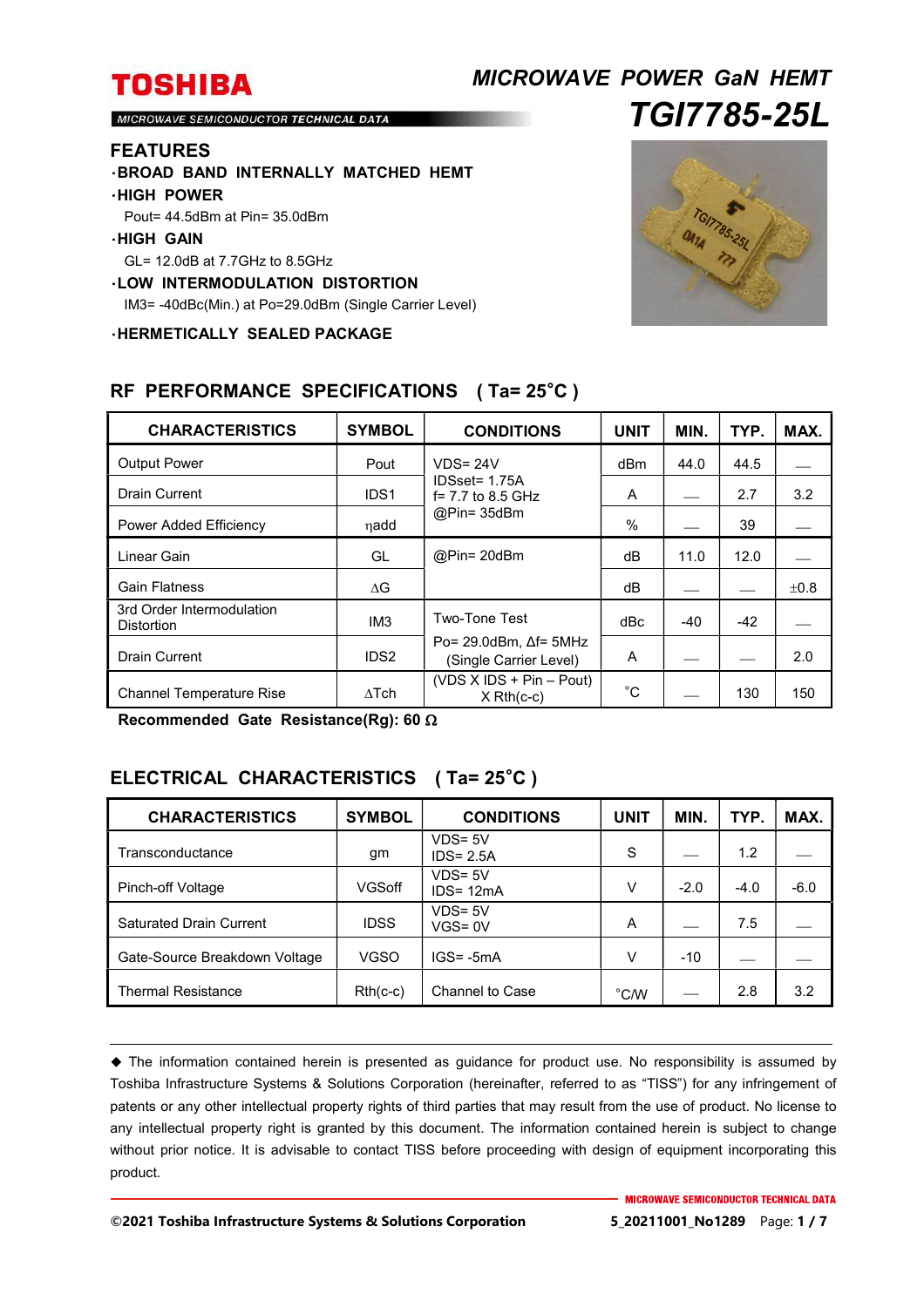# TOSHIBA

MICROWAVE SEMICONDUCTOR TECHNICAL DATA

## *MICROWAVE POWER GaN HEMT*

# *TGI7785-25L*

## FEATURES

- **BROAD BAND INTERNALLY MATCHED HEMT**
- **HIGH POWER**
  Pout= 44.5dBm at Pin= 35.0dBm
- **HIGH GAIN**
  GL= 12.0dB at 7.7GHz to 8.5GHz
- **LOW INTERMODULATION DISTORTION**
  IM3= -40dBc(Min.) at Po=29.0dBm (Single Carrier Level)
- **HERMETICALLY SEALED PACKAGE**

## RF PERFORMANCE SPECIFICATIONS ( Ta= 25°C )

| CHARACTERISTICS | SYMBOL | CONDITIONS | UNIT | MIN. | TYP. | MAX. |
|---|---|---|---|---|---|---|
| Output Power | Pout | VDS= 24V IDSset= 1.75A f= 7.7 to 8.5 GHz @Pin= 35dBm | dBm | 44.0 | 44.5 | — |
| Drain Current | IDS1 | | A | — | 2.7 | 3.2 |
| Power Added Efficiency | ηadd | | % | — | 39 | — |
| Linear Gain | GL | @Pin= 20dBm | dB | 11.0 | 12.0 | — |
| Gain Flatness | ΔG | | dB | — | — | ±0.8 |
| 3rd Order Intermodulation Distortion | IM3 | Two-Tone Test Po= 29.0dBm, Δf= 5MHz (Single Carrier Level) | dBc | -40 | -42 | — |
| Drain Current | IDS2 | | A | — | — | 2.0 |
| Channel Temperature Rise | ΔTch | (VDS X IDS + Pin – Pout) X Rth(c-c) | °C | — | 130 | 150 |

**Recommended Gate Resistance(Rg): 60 Ω**

## ELECTRICAL CHARACTERISTICS ( Ta= 25°C )

| CHARACTERISTICS | SYMBOL | CONDITIONS | UNIT | MIN. | TYP. | MAX. |
|---|---|---|---|---|---|---|
| Transconductance | gm | VDS= 5V IDS= 2.5A | S | — | 1.2 | — |
| Pinch-off Voltage | VGSoff | VDS= 5V IDS= 12mA | V | -2.0 | -4.0 | -6.0 |
| Saturated Drain Current | IDSS | VDS= 5V VGS= 0V | A | — | 7.5 | — |
| Gate-Source Breakdown Voltage | VGSO | IGS= -5mA | V | -10 | — | — |
| Thermal Resistance | Rth(c-c) | Channel to Case | °C/W | — | 2.8 | 3.2 |

◆ The information contained herein is presented as guidance for product use. No responsibility is assumed by Toshiba Infrastructure Systems & Solutions Corporation (hereinafter, referred to as "TISS") for any infringement of patents or any other intellectual property rights of third parties that may result from the use of product. No license to any intellectual property right is granted by this document. The information contained herein is subject to change without prior notice. It is advisable to contact TISS before proceeding with design of equipment incorporating this product.

**©2021 Toshiba Infrastructure Systems & Solutions Corporation** **5_20211001_No1289**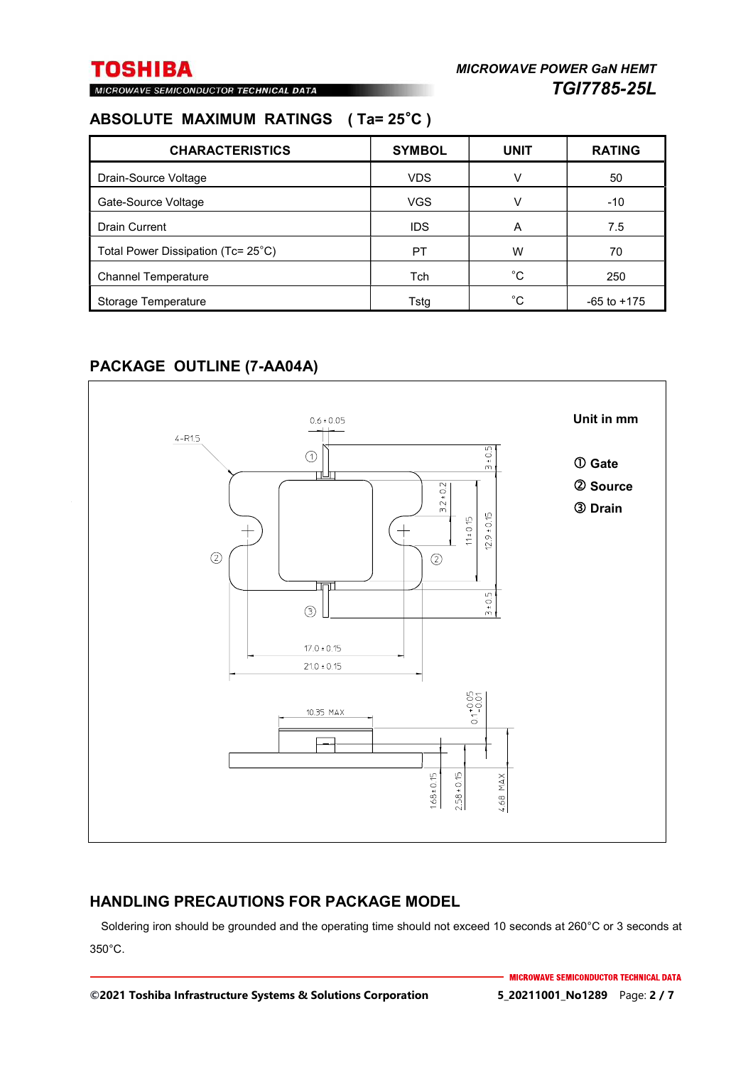## ABSOLUTE MAXIMUM RATINGS ( Ta= 25˚C )

| CHARACTERISTICS | SYMBOL | UNIT | RATING |
|---|---|---|---|
| Drain-Source Voltage | VDS | V | 50 |
| Gate-Source Voltage | VGS | V | -10 |
| Drain Current | IDS | A | 7.5 |
| Total Power Dissipation (Tc= 25˚C) | PT | W | 70 |
| Channel Temperature | Tch | ˚C | 250 |
| Storage Temperature | Tstg | ˚C | -65 to +175 |

## PACKAGE OUTLINE (7-AA04A)

Unit in mm

① Gate
② Source
③ Drain

## HANDLING PRECAUTIONS FOR PACKAGE MODEL

Soldering iron should be grounded and the operating time should not exceed 10 seconds at 260°C or 3 seconds at 350°C.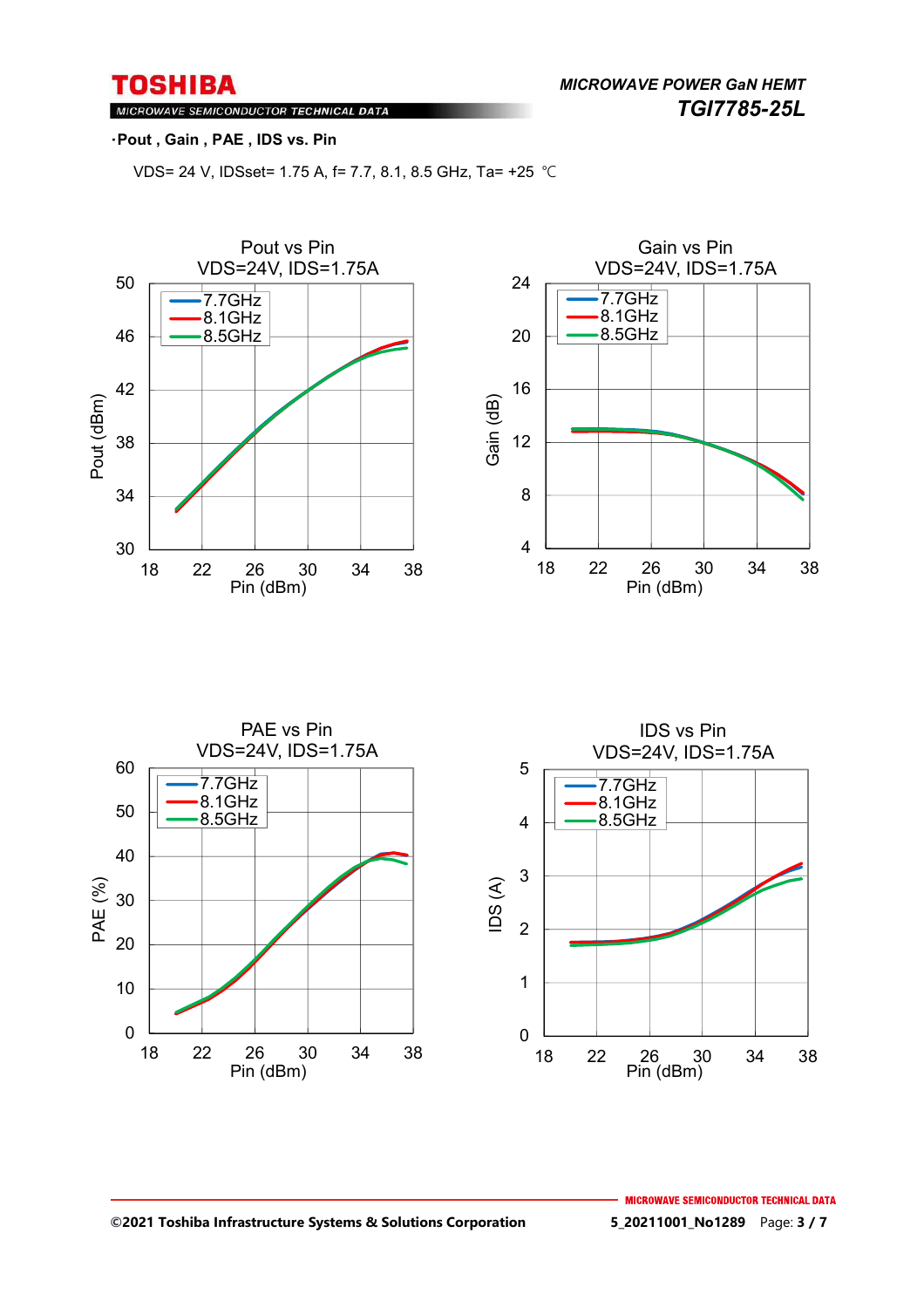·Pout , Gain , PAE , IDS vs. Pin

VDS= 24 V, IDSset= 1.75 A, f= 7.7, 8.1, 8.5 GHz, Ta= +25 ℃

Pout vs Pin
VDS=24V, IDS=1.75A

Gain vs Pin
VDS=24V, IDS=1.75A

PAE vs Pin
VDS=24V, IDS=1.75A

IDS vs Pin
VDS=24V, IDS=1.75A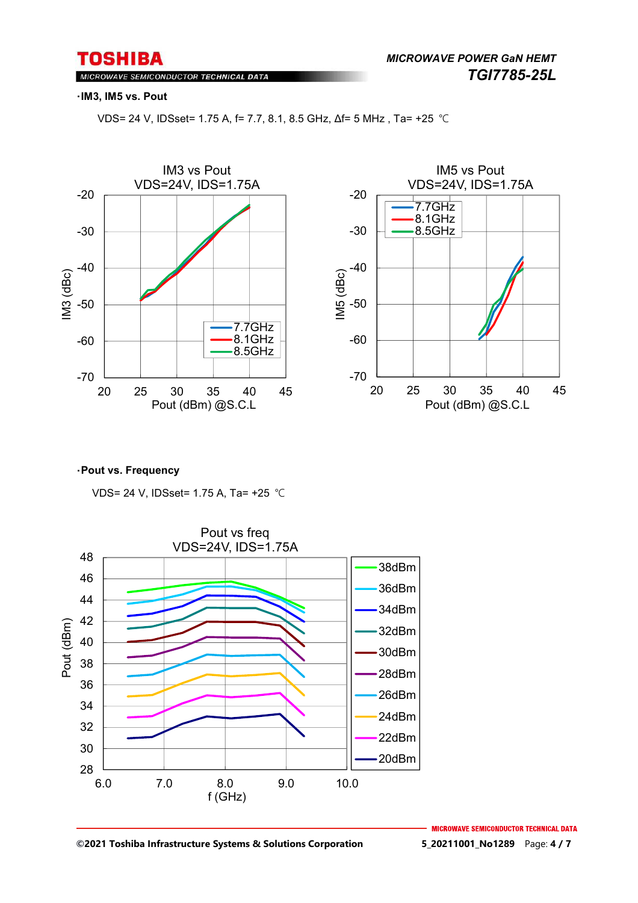**·IM3, IM5 vs. Pout**

VDS= 24 V, IDSset= 1.75 A, f= 7.7, 8.1, 8.5 GHz, Δf= 5 MHz , Ta= +25 ℃

IM3 vs Pout
VDS=24V, IDS=1.75A

IM5 vs Pout
VDS=24V, IDS=1.75A

**·Pout vs. Frequency**

VDS= 24 V, IDSset= 1.75 A, Ta= +25 ℃

Pout vs freq
VDS=24V, IDS=1.75A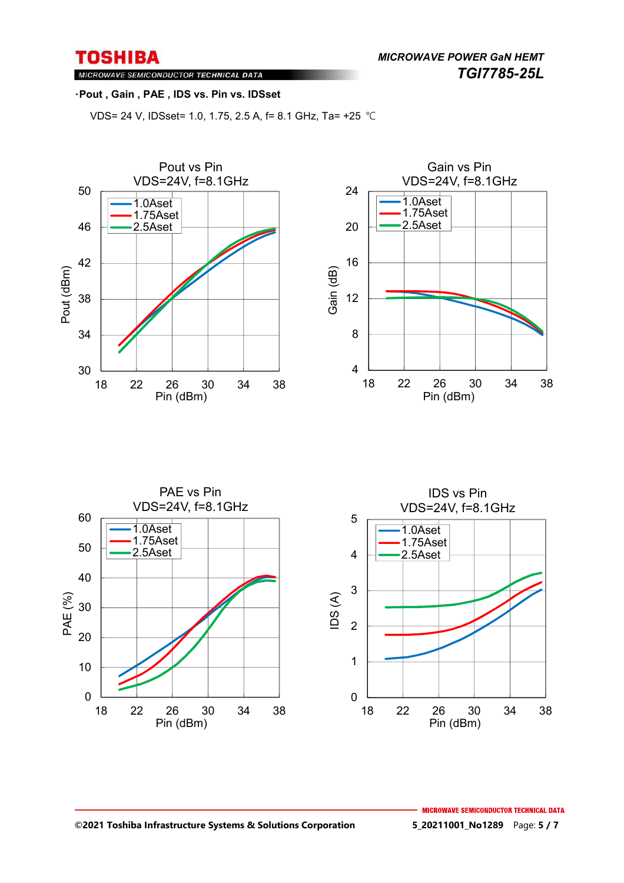·Pout , Gain , PAE , IDS vs. Pin vs. IDSset

VDS= 24 V, IDSset= 1.0, 1.75, 2.5 A, f= 8.1 GHz, Ta= +25 ℃

Pout vs Pin
VDS=24V, f=8.1GHz

Gain vs Pin
VDS=24V, f=8.1GHz

PAE vs Pin
VDS=24V, f=8.1GHz

IDS vs Pin
VDS=24V, f=8.1GHz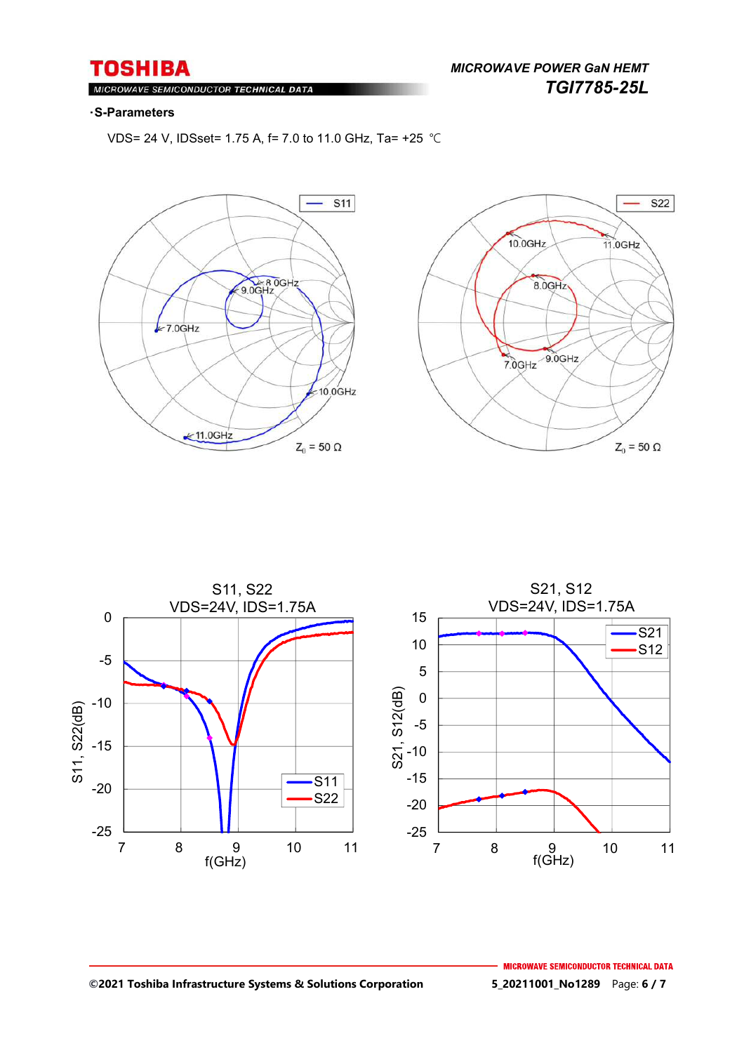**·S-Parameters**

VDS= 24 V, IDSset= 1.75 A, f= 7.0 to 11.0 GHz, Ta= +25 ℃

S11

7.0GHz
8.0GHz
9.0GHz
10.0GHz
11.0GHz

$Z_0$ = 50 Ω

S22

7.0GHz
8.0GHz
9.0GHz
10.0GHz
11.0GHz

$Z_0$ = 50 Ω

S11, S22
VDS=24V, IDS=1.75A

S11, S22(dB)

f(GHz)

S21, S12
VDS=24V, IDS=1.75A

S21, S12(dB)

f(GHz)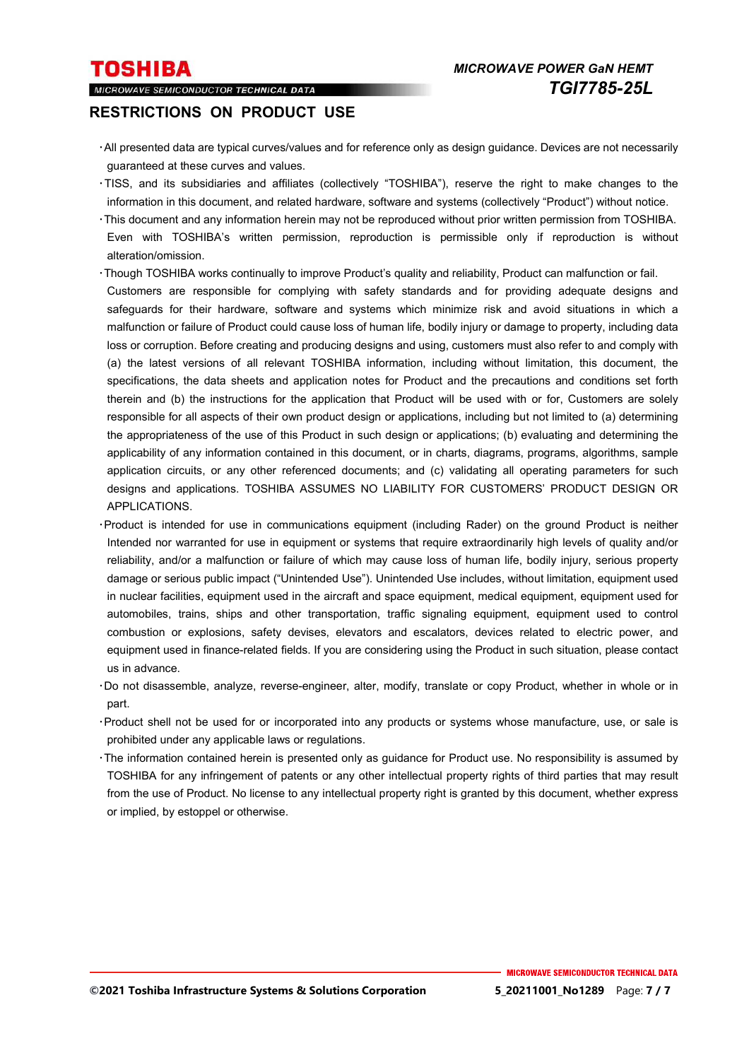## RESTRICTIONS ON PRODUCT USE

- All presented data are typical curves/values and for reference only as design guidance. Devices are not necessarily guaranteed at these curves and values.
- TISS, and its subsidiaries and affiliates (collectively "TOSHIBA"), reserve the right to make changes to the information in this document, and related hardware, software and systems (collectively "Product") without notice.
- This document and any information herein may not be reproduced without prior written permission from TOSHIBA. Even with TOSHIBA's written permission, reproduction is permissible only if reproduction is without alteration/omission.
- Though TOSHIBA works continually to improve Product's quality and reliability, Product can malfunction or fail. Customers are responsible for complying with safety standards and for providing adequate designs and safeguards for their hardware, software and systems which minimize risk and avoid situations in which a malfunction or failure of Product could cause loss of human life, bodily injury or damage to property, including data loss or corruption. Before creating and producing designs and using, customers must also refer to and comply with (a) the latest versions of all relevant TOSHIBA information, including without limitation, this document, the specifications, the data sheets and application notes for Product and the precautions and conditions set forth therein and (b) the instructions for the application that Product will be used with or for, Customers are solely responsible for all aspects of their own product design or applications, including but not limited to (a) determining the appropriateness of the use of this Product in such design or applications; (b) evaluating and determining the applicability of any information contained in this document, or in charts, diagrams, programs, algorithms, sample application circuits, or any other referenced documents; and (c) validating all operating parameters for such designs and applications. TOSHIBA ASSUMES NO LIABILITY FOR CUSTOMERS' PRODUCT DESIGN OR APPLICATIONS.
- Product is intended for use in communications equipment (including Rader) on the ground Product is neither Intended nor warranted for use in equipment or systems that require extraordinarily high levels of quality and/or reliability, and/or a malfunction or failure of which may cause loss of human life, bodily injury, serious property damage or serious public impact ("Unintended Use"). Unintended Use includes, without limitation, equipment used in nuclear facilities, equipment used in the aircraft and space equipment, medical equipment, equipment used for automobiles, trains, ships and other transportation, traffic signaling equipment, equipment used to control combustion or explosions, safety devises, elevators and escalators, devices related to electric power, and equipment used in finance-related fields. If you are considering using the Product in such situation, please contact us in advance.
- Do not disassemble, analyze, reverse-engineer, alter, modify, translate or copy Product, whether in whole or in part.
- Product shell not be used for or incorporated into any products or systems whose manufacture, use, or sale is prohibited under any applicable laws or regulations.
- The information contained herein is presented only as guidance for Product use. No responsibility is assumed by TOSHIBA for any infringement of patents or any other intellectual property rights of third parties that may result from the use of Product. No license to any intellectual property right is granted by this document, whether express or implied, by estoppel or otherwise.